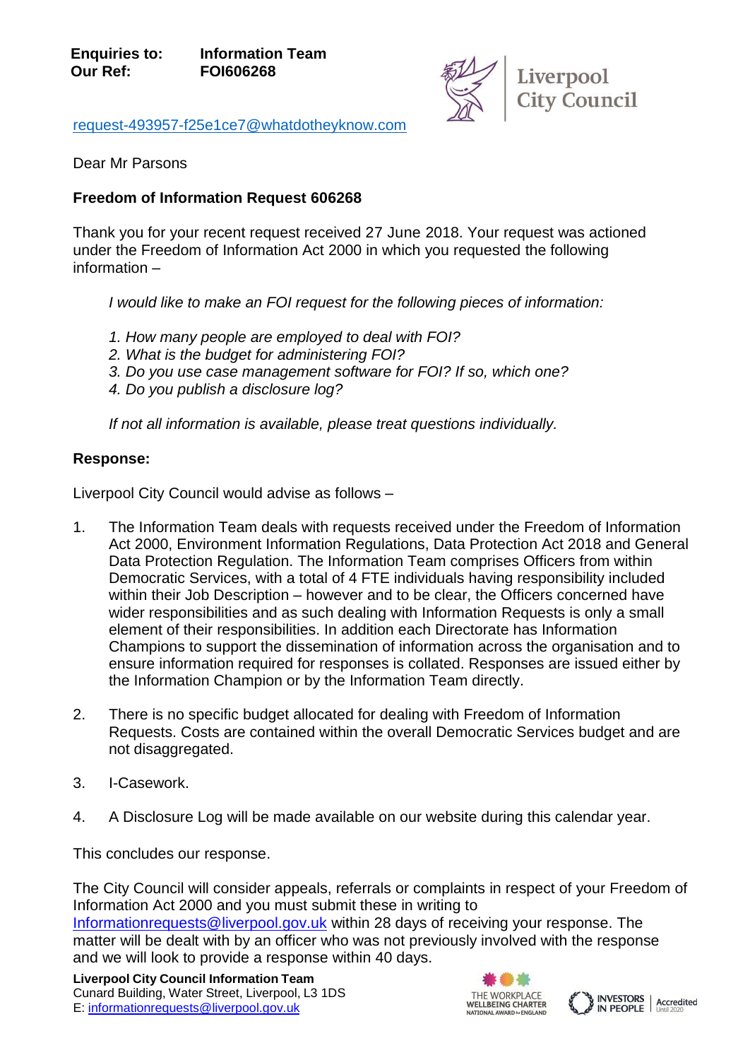**Enquiries to:** **Information Team**
**Our Ref:** **FOI606268**

Liverpool City Council

request-493957-f25e1ce7@whatdotheyknow.com

Dear Mr Parsons

**Freedom of Information Request 606268**

Thank you for your recent request received 27 June 2018. Your request was actioned under the Freedom of Information Act 2000 in which you requested the following information –

*I would like to make an FOI request for the following pieces of information:*

*1. How many people are employed to deal with FOI?*
*2. What is the budget for administering FOI?*
*3. Do you use case management software for FOI? If so, which one?*
*4. Do you publish a disclosure log?*

*If not all information is available, please treat questions individually.*

**Response:**

Liverpool City Council would advise as follows –

1. The Information Team deals with requests received under the Freedom of Information Act 2000, Environment Information Regulations, Data Protection Act 2018 and General Data Protection Regulation. The Information Team comprises Officers from within Democratic Services, with a total of 4 FTE individuals having responsibility included within their Job Description – however and to be clear, the Officers concerned have wider responsibilities and as such dealing with Information Requests is only a small element of their responsibilities. In addition each Directorate has Information Champions to support the dissemination of information across the organisation and to ensure information required for responses is collated. Responses are issued either by the Information Champion or by the Information Team directly.

2. There is no specific budget allocated for dealing with Freedom of Information Requests. Costs are contained within the overall Democratic Services budget and are not disaggregated.

3. I-Casework.

4. A Disclosure Log will be made available on our website during this calendar year.

This concludes our response.

The City Council will consider appeals, referrals or complaints in respect of your Freedom of Information Act 2000 and you must submit these in writing to Informationrequests@liverpool.gov.uk within 28 days of receiving your response. The matter will be dealt with by an officer who was not previously involved with the response and we will look to provide a response within 40 days.

**Liverpool City Council Information Team**
Cunard Building, Water Street, Liverpool, L3 1DS
E: informationrequests@liverpool.gov.uk

THE WORKPLACE WELLBEING CHARTER NATIONAL AWARD for ENGLAND

INVESTORS IN PEOPLE | Accredited Until 2020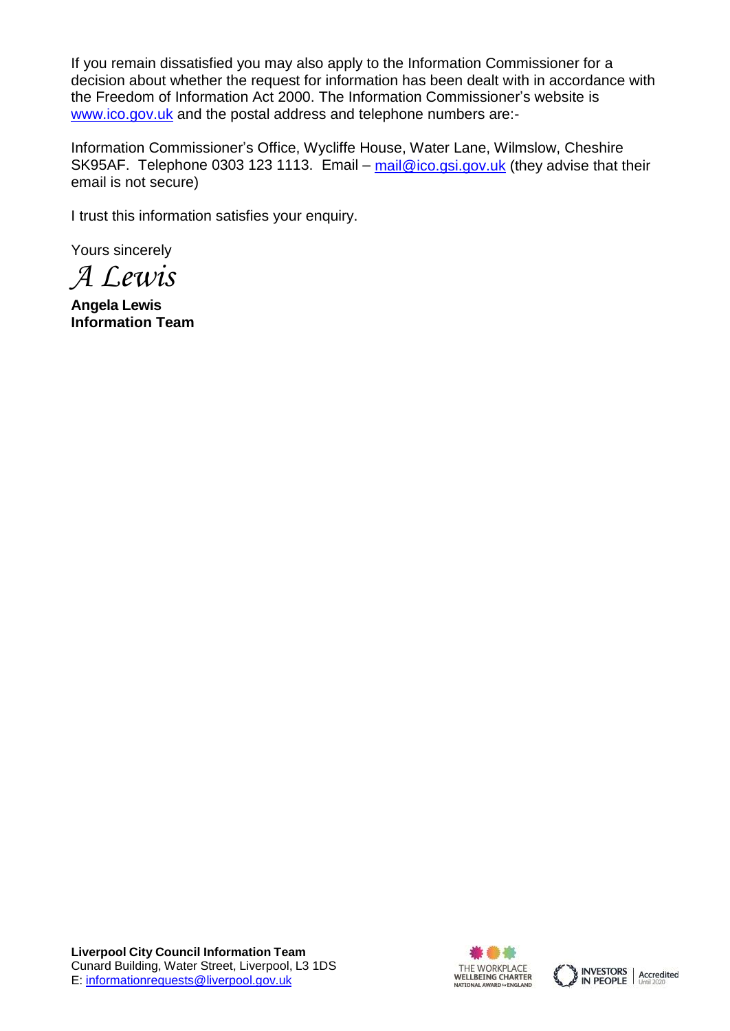If you remain dissatisfied you may also apply to the Information Commissioner for a decision about whether the request for information has been dealt with in accordance with the Freedom of Information Act 2000. The Information Commissioner's website is www.ico.gov.uk and the postal address and telephone numbers are:-

Information Commissioner's Office, Wycliffe House, Water Lane, Wilmslow, Cheshire SK95AF. Telephone 0303 123 1113. Email – mail@ico.gsi.gov.uk (they advise that their email is not secure)

I trust this information satisfies your enquiry.

Yours sincerely

*A Lewis*

**Angela Lewis**
**Information Team**

**Liverpool City Council Information Team**
Cunard Building, Water Street, Liverpool, L3 1DS
E: informationrequests@liverpool.gov.uk

THE WORKPLACE WELLBEING CHARTER NATIONAL AWARD for ENGLAND

INVESTORS IN PEOPLE | Accredited Until 2020